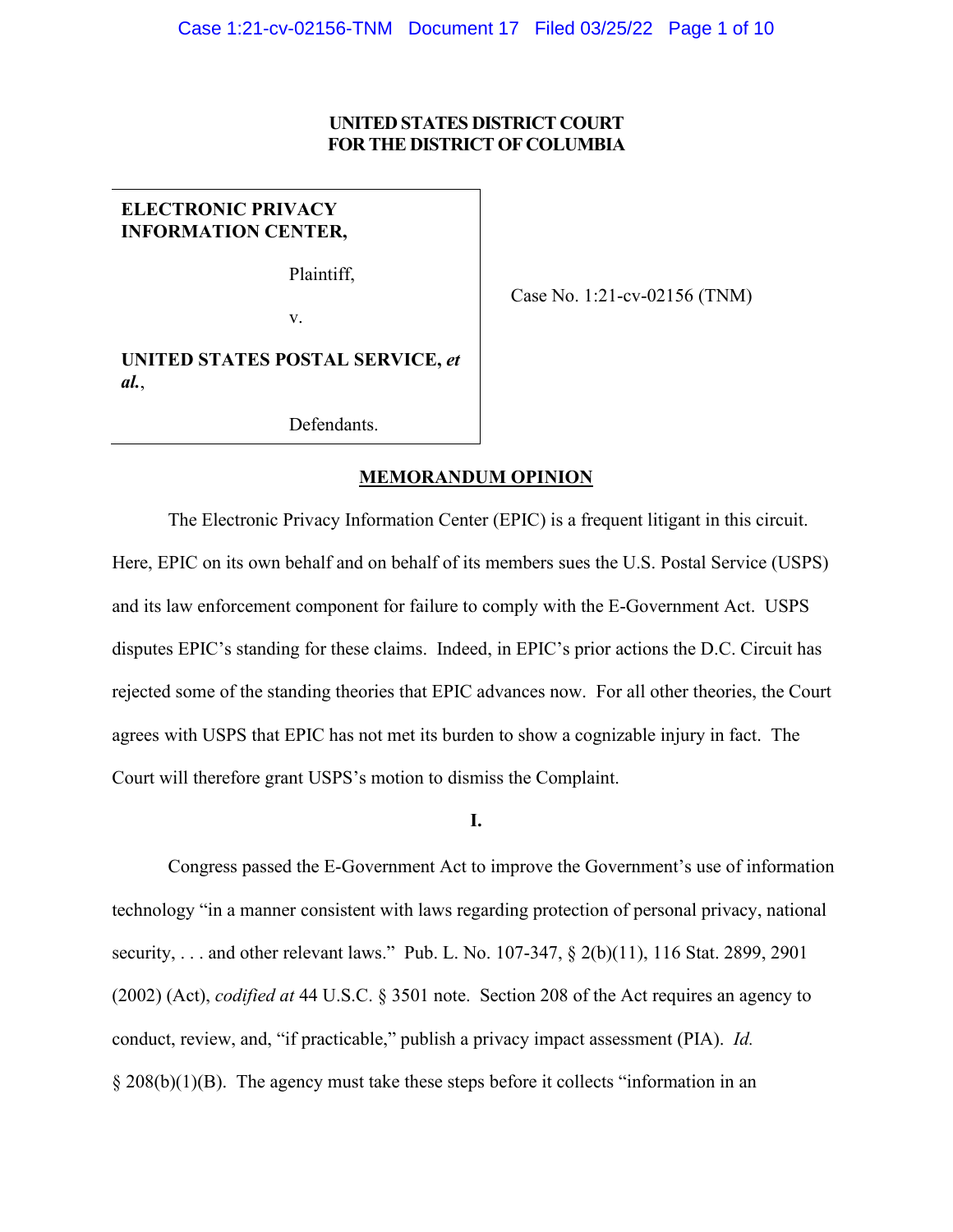**UNITED STATES DISTRICT COURT**
**FOR THE DISTRICT OF COLUMBIA**

| | |
|---|---|
| **ELECTRONIC PRIVACY INFORMATION CENTER,** Plaintiff, v. **UNITED STATES POSTAL SERVICE,** ***et al.***, Defendants. | Case No. 1:21-cv-02156 (TNM) |

**MEMORANDUM OPINION**

The Electronic Privacy Information Center (EPIC) is a frequent litigant in this circuit. Here, EPIC on its own behalf and on behalf of its members sues the U.S. Postal Service (USPS) and its law enforcement component for failure to comply with the E-Government Act. USPS disputes EPIC's standing for these claims. Indeed, in EPIC's prior actions the D.C. Circuit has rejected some of the standing theories that EPIC advances now. For all other theories, the Court agrees with USPS that EPIC has not met its burden to show a cognizable injury in fact. The Court will therefore grant USPS's motion to dismiss the Complaint.

**I.**

Congress passed the E-Government Act to improve the Government's use of information technology "in a manner consistent with laws regarding protection of personal privacy, national security, . . . and other relevant laws." Pub. L. No. 107-347, § 2(b)(11), 116 Stat. 2899, 2901 (2002) (Act), *codified at* 44 U.S.C. § 3501 note. Section 208 of the Act requires an agency to conduct, review, and, "if practicable," publish a privacy impact assessment (PIA). *Id.* § 208(b)(1)(B). The agency must take these steps before it collects "information in an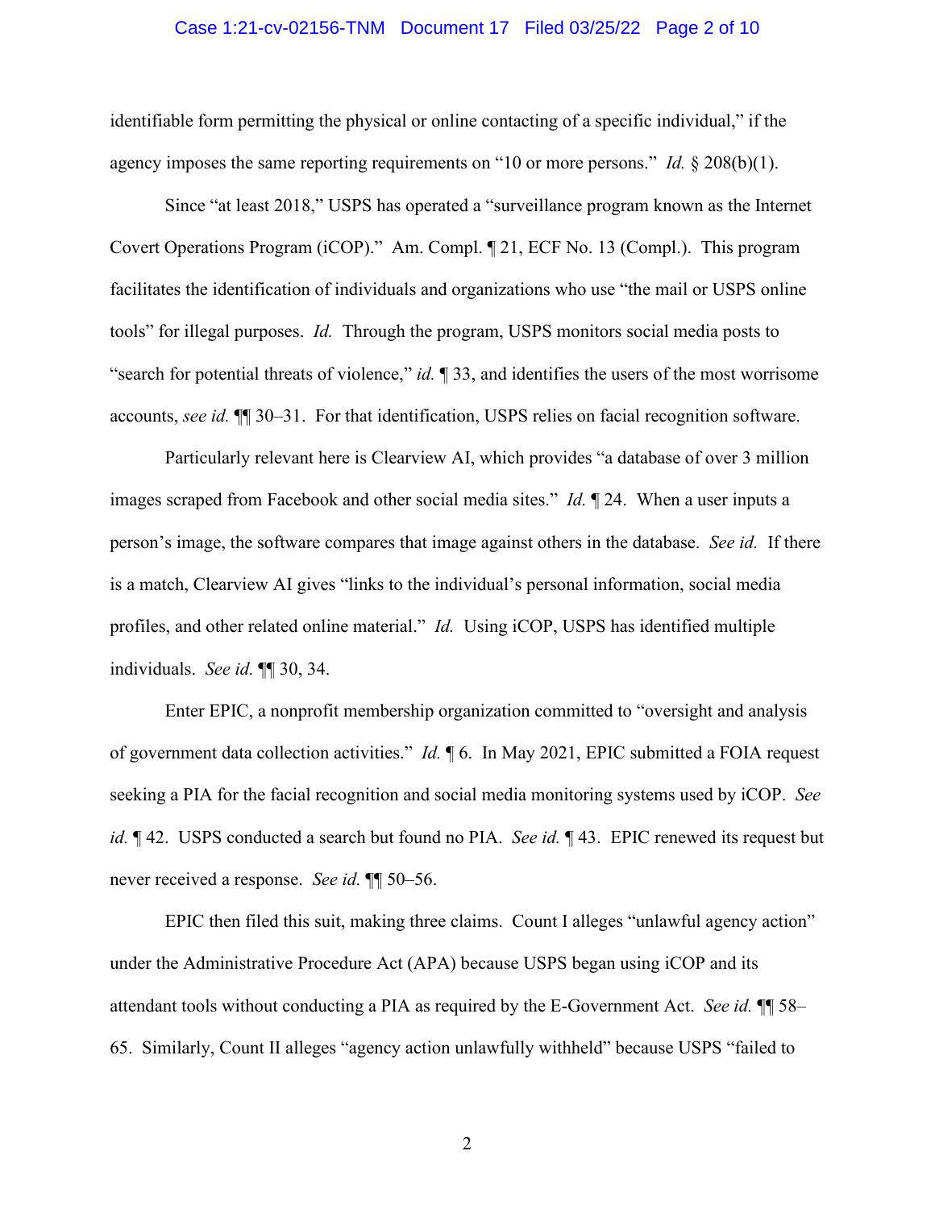identifiable form permitting the physical or online contacting of a specific individual," if the agency imposes the same reporting requirements on "10 or more persons." *Id.* § 208(b)(1).

Since "at least 2018," USPS has operated a "surveillance program known as the Internet Covert Operations Program (iCOP)." Am. Compl. ¶ 21, ECF No. 13 (Compl.). This program facilitates the identification of individuals and organizations who use "the mail or USPS online tools" for illegal purposes. *Id.* Through the program, USPS monitors social media posts to "search for potential threats of violence," *id.* ¶ 33, and identifies the users of the most worrisome accounts, *see id.* ¶¶ 30–31. For that identification, USPS relies on facial recognition software.

Particularly relevant here is Clearview AI, which provides "a database of over 3 million images scraped from Facebook and other social media sites." *Id.* ¶ 24. When a user inputs a person's image, the software compares that image against others in the database. *See id.* If there is a match, Clearview AI gives "links to the individual's personal information, social media profiles, and other related online material." *Id.* Using iCOP, USPS has identified multiple individuals. *See id.* ¶¶ 30, 34.

Enter EPIC, a nonprofit membership organization committed to "oversight and analysis of government data collection activities." *Id.* ¶ 6. In May 2021, EPIC submitted a FOIA request seeking a PIA for the facial recognition and social media monitoring systems used by iCOP. *See id.* ¶ 42. USPS conducted a search but found no PIA. *See id.* ¶ 43. EPIC renewed its request but never received a response. *See id.* ¶¶ 50–56.

EPIC then filed this suit, making three claims. Count I alleges "unlawful agency action" under the Administrative Procedure Act (APA) because USPS began using iCOP and its attendant tools without conducting a PIA as required by the E-Government Act. *See id.* ¶¶ 58–65. Similarly, Count II alleges "agency action unlawfully withheld" because USPS "failed to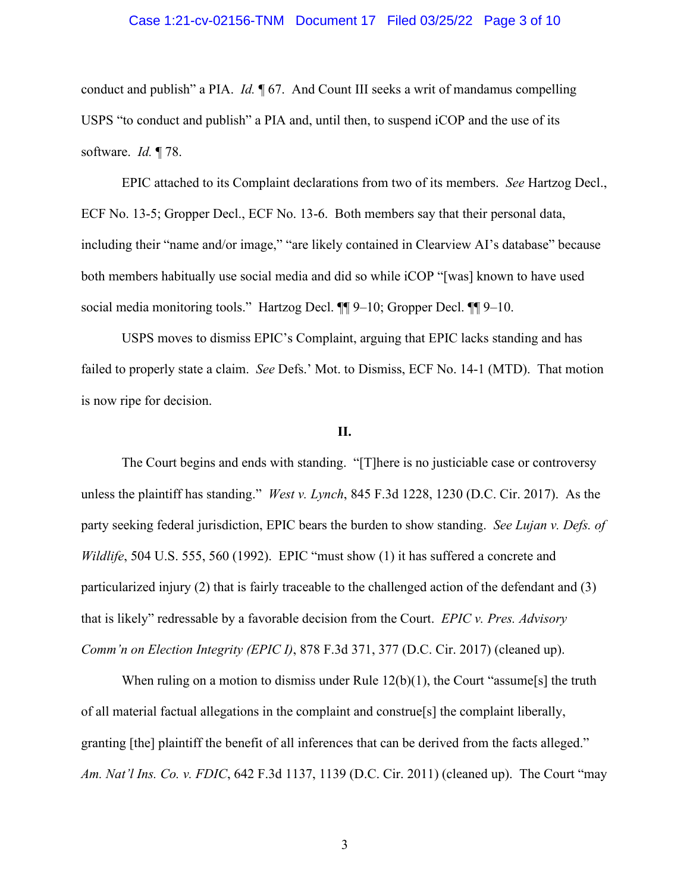conduct and publish" a PIA. *Id.* ¶ 67. And Count III seeks a writ of mandamus compelling USPS "to conduct and publish" a PIA and, until then, to suspend iCOP and the use of its software. *Id.* ¶ 78.

EPIC attached to its Complaint declarations from two of its members. *See* Hartzog Decl., ECF No. 13-5; Gropper Decl., ECF No. 13-6. Both members say that their personal data, including their "name and/or image," "are likely contained in Clearview AI's database" because both members habitually use social media and did so while iCOP "[was] known to have used social media monitoring tools." Hartzog Decl. ¶¶ 9–10; Gropper Decl. ¶¶ 9–10.

USPS moves to dismiss EPIC's Complaint, arguing that EPIC lacks standing and has failed to properly state a claim. *See* Defs.' Mot. to Dismiss, ECF No. 14-1 (MTD). That motion is now ripe for decision.

**II.**

The Court begins and ends with standing. "[T]here is no justiciable case or controversy unless the plaintiff has standing." *West v. Lynch*, 845 F.3d 1228, 1230 (D.C. Cir. 2017). As the party seeking federal jurisdiction, EPIC bears the burden to show standing. *See Lujan v. Defs. of Wildlife*, 504 U.S. 555, 560 (1992). EPIC "must show (1) it has suffered a concrete and particularized injury (2) that is fairly traceable to the challenged action of the defendant and (3) that is likely" redressable by a favorable decision from the Court. *EPIC v. Pres. Advisory Comm'n on Election Integrity (EPIC I)*, 878 F.3d 371, 377 (D.C. Cir. 2017) (cleaned up).

When ruling on a motion to dismiss under Rule 12(b)(1), the Court "assume[s] the truth of all material factual allegations in the complaint and construe[s] the complaint liberally, granting [the] plaintiff the benefit of all inferences that can be derived from the facts alleged." *Am. Nat'l Ins. Co. v. FDIC*, 642 F.3d 1137, 1139 (D.C. Cir. 2011) (cleaned up). The Court "may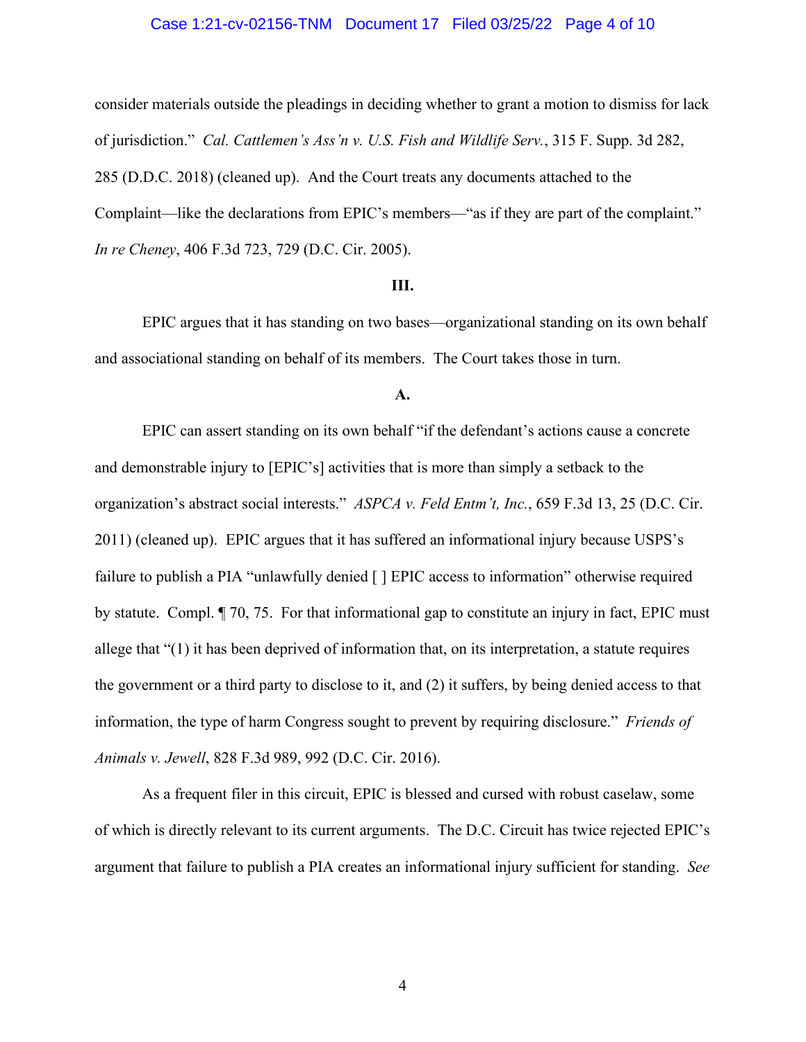consider materials outside the pleadings in deciding whether to grant a motion to dismiss for lack of jurisdiction." *Cal. Cattlemen's Ass'n v. U.S. Fish and Wildlife Serv.*, 315 F. Supp. 3d 282, 285 (D.D.C. 2018) (cleaned up). And the Court treats any documents attached to the Complaint—like the declarations from EPIC's members—"as if they are part of the complaint." *In re Cheney*, 406 F.3d 723, 729 (D.C. Cir. 2005).

**III.**

EPIC argues that it has standing on two bases—organizational standing on its own behalf and associational standing on behalf of its members. The Court takes those in turn.

**A.**

EPIC can assert standing on its own behalf "if the defendant's actions cause a concrete and demonstrable injury to [EPIC's] activities that is more than simply a setback to the organization's abstract social interests." *ASPCA v. Feld Entm't, Inc.*, 659 F.3d 13, 25 (D.C. Cir. 2011) (cleaned up). EPIC argues that it has suffered an informational injury because USPS's failure to publish a PIA "unlawfully denied [ ] EPIC access to information" otherwise required by statute. Compl. ¶ 70, 75. For that informational gap to constitute an injury in fact, EPIC must allege that "(1) it has been deprived of information that, on its interpretation, a statute requires the government or a third party to disclose to it, and (2) it suffers, by being denied access to that information, the type of harm Congress sought to prevent by requiring disclosure." *Friends of Animals v. Jewell*, 828 F.3d 989, 992 (D.C. Cir. 2016).

As a frequent filer in this circuit, EPIC is blessed and cursed with robust caselaw, some of which is directly relevant to its current arguments. The D.C. Circuit has twice rejected EPIC's argument that failure to publish a PIA creates an informational injury sufficient for standing. *See*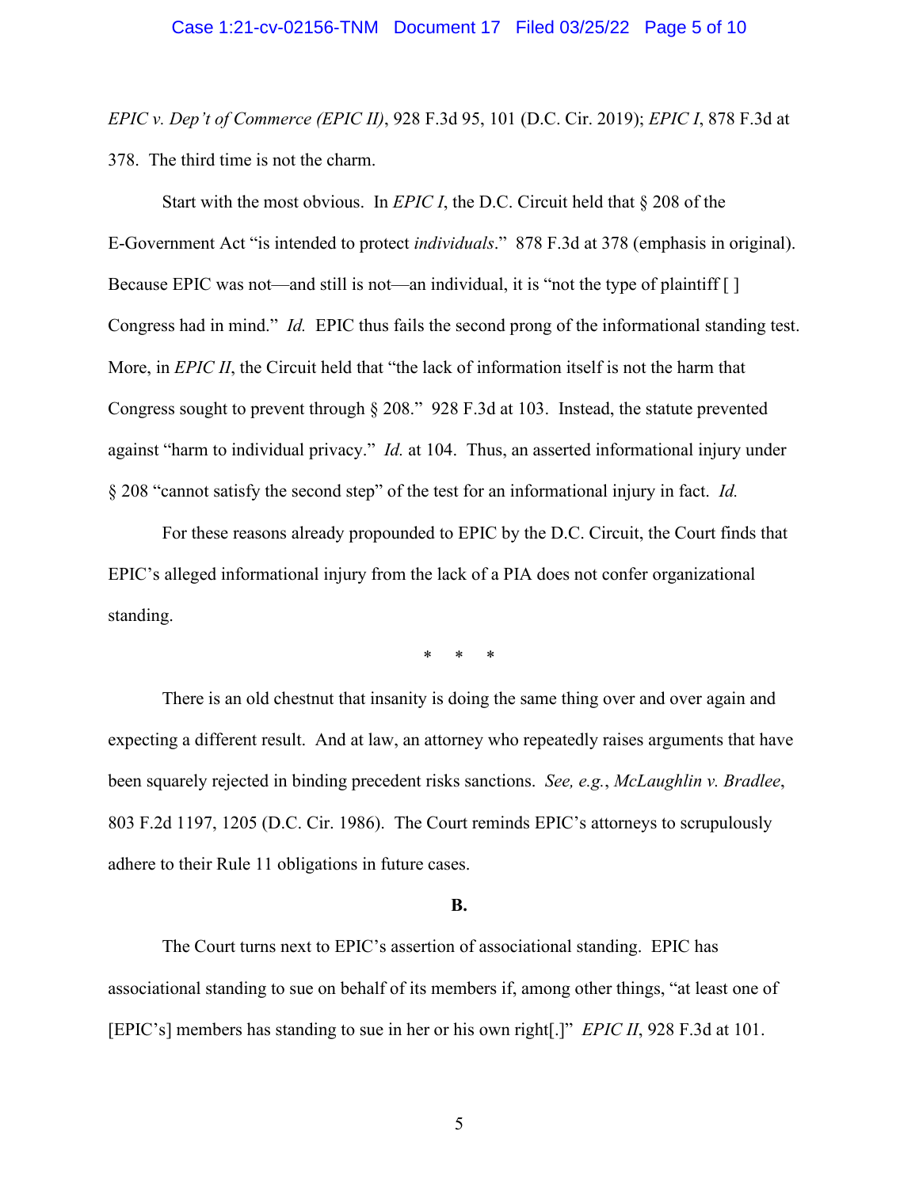*EPIC v. Dep't of Commerce (EPIC II)*, 928 F.3d 95, 101 (D.C. Cir. 2019); *EPIC I*, 878 F.3d at 378. The third time is not the charm.

Start with the most obvious. In *EPIC I*, the D.C. Circuit held that § 208 of the E-Government Act "is intended to protect *individuals*." 878 F.3d at 378 (emphasis in original). Because EPIC was not—and still is not—an individual, it is "not the type of plaintiff [ ] Congress had in mind." *Id.* EPIC thus fails the second prong of the informational standing test. More, in *EPIC II*, the Circuit held that "the lack of information itself is not the harm that Congress sought to prevent through § 208." 928 F.3d at 103. Instead, the statute prevented against "harm to individual privacy." *Id.* at 104. Thus, an asserted informational injury under § 208 "cannot satisfy the second step" of the test for an informational injury in fact. *Id.*

For these reasons already propounded to EPIC by the D.C. Circuit, the Court finds that EPIC's alleged informational injury from the lack of a PIA does not confer organizational standing.

\* \* \*

There is an old chestnut that insanity is doing the same thing over and over again and expecting a different result. And at law, an attorney who repeatedly raises arguments that have been squarely rejected in binding precedent risks sanctions. *See, e.g.*, *McLaughlin v. Bradlee*, 803 F.2d 1197, 1205 (D.C. Cir. 1986). The Court reminds EPIC's attorneys to scrupulously adhere to their Rule 11 obligations in future cases.

**B.**

The Court turns next to EPIC's assertion of associational standing. EPIC has associational standing to sue on behalf of its members if, among other things, "at least one of [EPIC's] members has standing to sue in her or his own right[.]" *EPIC II*, 928 F.3d at 101.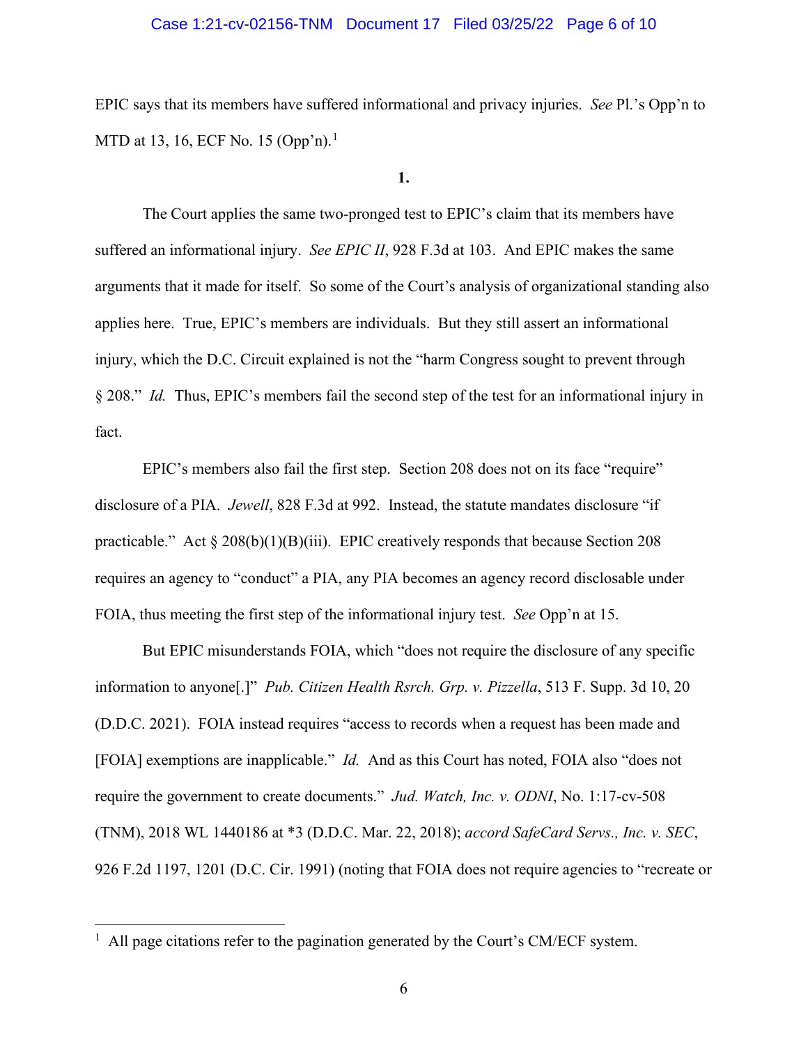EPIC says that its members have suffered informational and privacy injuries. *See* Pl.'s Opp'n to MTD at 13, 16, ECF No. 15 (Opp'n).[1]

**1.**

The Court applies the same two-pronged test to EPIC's claim that its members have suffered an informational injury. *See EPIC II*, 928 F.3d at 103. And EPIC makes the same arguments that it made for itself. So some of the Court's analysis of organizational standing also applies here. True, EPIC's members are individuals. But they still assert an informational injury, which the D.C. Circuit explained is not the "harm Congress sought to prevent through § 208." *Id.* Thus, EPIC's members fail the second step of the test for an informational injury in fact.

EPIC's members also fail the first step. Section 208 does not on its face "require" disclosure of a PIA. *Jewell*, 828 F.3d at 992. Instead, the statute mandates disclosure "if practicable." Act § 208(b)(1)(B)(iii). EPIC creatively responds that because Section 208 requires an agency to "conduct" a PIA, any PIA becomes an agency record disclosable under FOIA, thus meeting the first step of the informational injury test. *See* Opp'n at 15.

But EPIC misunderstands FOIA, which "does not require the disclosure of any specific information to anyone[.]" *Pub. Citizen Health Rsrch. Grp. v. Pizzella*, 513 F. Supp. 3d 10, 20 (D.D.C. 2021). FOIA instead requires "access to records when a request has been made and [FOIA] exemptions are inapplicable." *Id.* And as this Court has noted, FOIA also "does not require the government to create documents." *Jud. Watch, Inc. v. ODNI*, No. 1:17-cv-508 (TNM), 2018 WL 1440186 at *3 (D.D.C. Mar. 22, 2018); *accord SafeCard Servs., Inc. v. SEC*, 926 F.2d 1197, 1201 (D.C. Cir. 1991) (noting that FOIA does not require agencies to "recreate or

---

[1] All page citations refer to the pagination generated by the Court's CM/ECF system.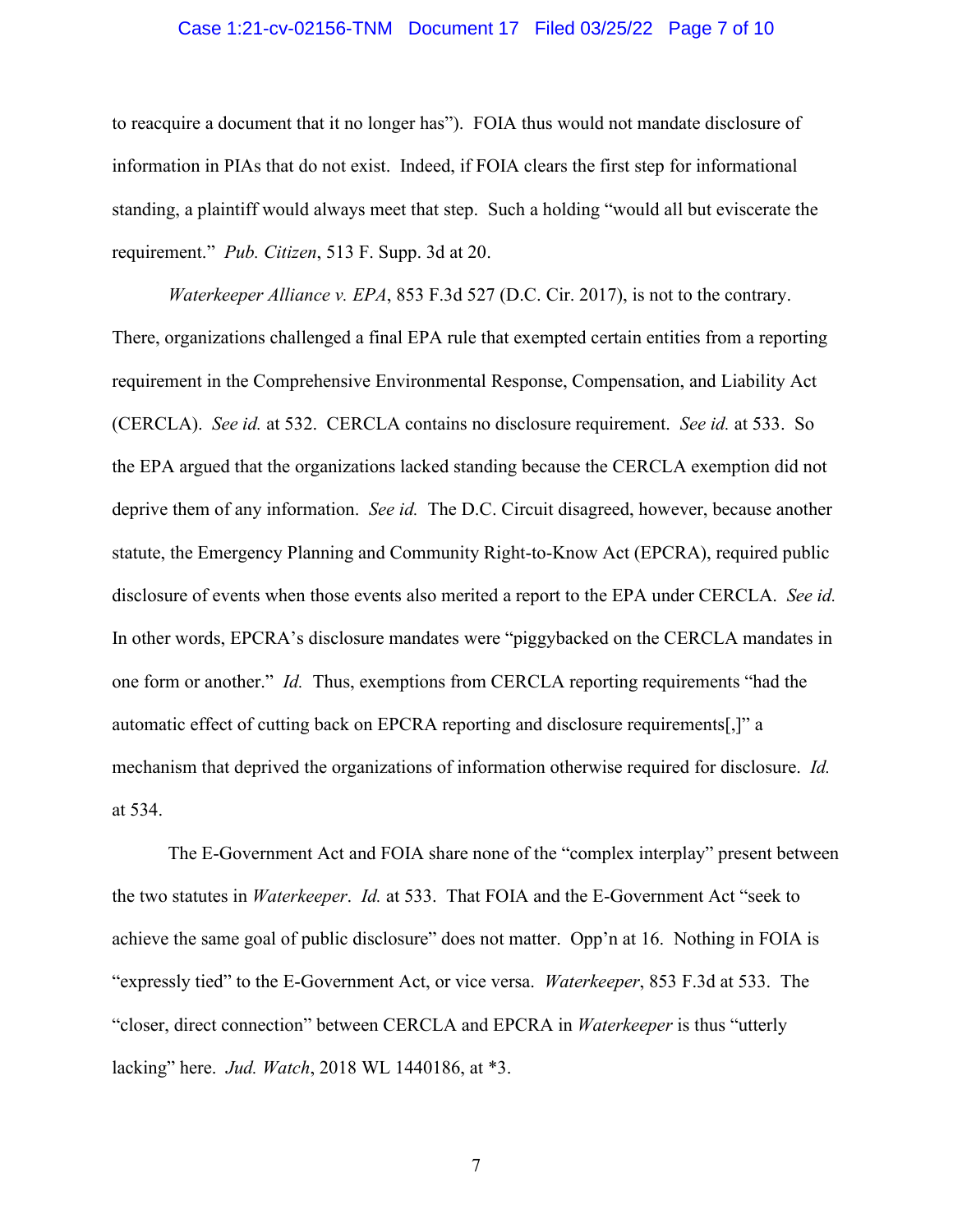to reacquire a document that it no longer has"). FOIA thus would not mandate disclosure of information in PIAs that do not exist. Indeed, if FOIA clears the first step for informational standing, a plaintiff would always meet that step. Such a holding "would all but eviscerate the requirement." *Pub. Citizen*, 513 F. Supp. 3d at 20.

*Waterkeeper Alliance v. EPA*, 853 F.3d 527 (D.C. Cir. 2017), is not to the contrary. There, organizations challenged a final EPA rule that exempted certain entities from a reporting requirement in the Comprehensive Environmental Response, Compensation, and Liability Act (CERCLA). *See id.* at 532. CERCLA contains no disclosure requirement. *See id.* at 533. So the EPA argued that the organizations lacked standing because the CERCLA exemption did not deprive them of any information. *See id.* The D.C. Circuit disagreed, however, because another statute, the Emergency Planning and Community Right-to-Know Act (EPCRA), required public disclosure of events when those events also merited a report to the EPA under CERCLA. *See id.* In other words, EPCRA's disclosure mandates were "piggybacked on the CERCLA mandates in one form or another." *Id.* Thus, exemptions from CERCLA reporting requirements "had the automatic effect of cutting back on EPCRA reporting and disclosure requirements[,]" a mechanism that deprived the organizations of information otherwise required for disclosure. *Id.* at 534.

The E-Government Act and FOIA share none of the "complex interplay" present between the two statutes in *Waterkeeper*. *Id.* at 533. That FOIA and the E-Government Act "seek to achieve the same goal of public disclosure" does not matter. Opp'n at 16. Nothing in FOIA is "expressly tied" to the E-Government Act, or vice versa. *Waterkeeper*, 853 F.3d at 533. The "closer, direct connection" between CERCLA and EPCRA in *Waterkeeper* is thus "utterly lacking" here. *Jud. Watch*, 2018 WL 1440186, at *3.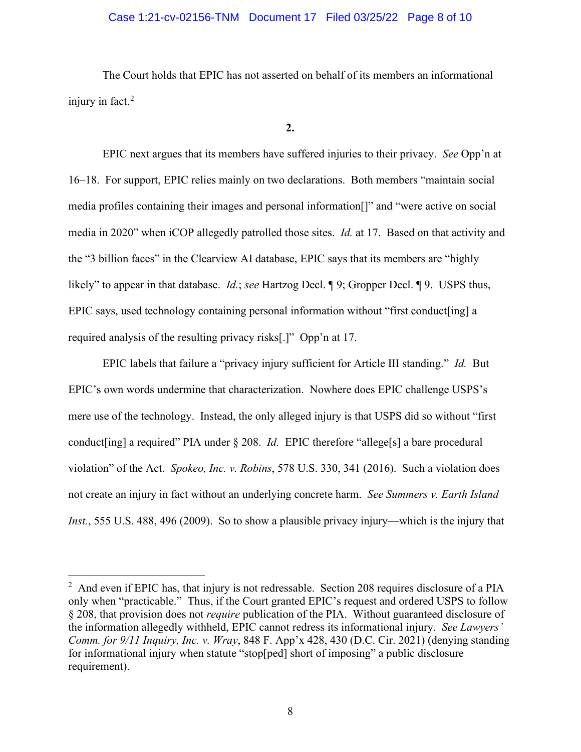The Court holds that EPIC has not asserted on behalf of its members an informational injury in fact.[2]

**2.**

EPIC next argues that its members have suffered injuries to their privacy. *See* Opp'n at 16–18. For support, EPIC relies mainly on two declarations. Both members "maintain social media profiles containing their images and personal information[]" and "were active on social media in 2020" when iCOP allegedly patrolled those sites. *Id.* at 17. Based on that activity and the "3 billion faces" in the Clearview AI database, EPIC says that its members are "highly likely" to appear in that database. *Id.*; *see* Hartzog Decl. ¶ 9; Gropper Decl. ¶ 9. USPS thus, EPIC says, used technology containing personal information without "first conduct[ing] a required analysis of the resulting privacy risks[.]" Opp'n at 17.

EPIC labels that failure a "privacy injury sufficient for Article III standing." *Id.* But EPIC's own words undermine that characterization. Nowhere does EPIC challenge USPS's mere use of the technology. Instead, the only alleged injury is that USPS did so without "first conduct[ing] a required" PIA under § 208. *Id.* EPIC therefore "allege[s] a bare procedural violation" of the Act. *Spokeo, Inc. v. Robins*, 578 U.S. 330, 341 (2016). Such a violation does not create an injury in fact without an underlying concrete harm. *See Summers v. Earth Island Inst.*, 555 U.S. 488, 496 (2009). So to show a plausible privacy injury—which is the injury that

---

[2] And even if EPIC has, that injury is not redressable. Section 208 requires disclosure of a PIA only when "practicable." Thus, if the Court granted EPIC's request and ordered USPS to follow § 208, that provision does not *require* publication of the PIA. Without guaranteed disclosure of the information allegedly withheld, EPIC cannot redress its informational injury. *See Lawyers' Comm. for 9/11 Inquiry, Inc. v. Wray*, 848 F. App'x 428, 430 (D.C. Cir. 2021) (denying standing for informational injury when statute "stop[ped] short of imposing" a public disclosure requirement).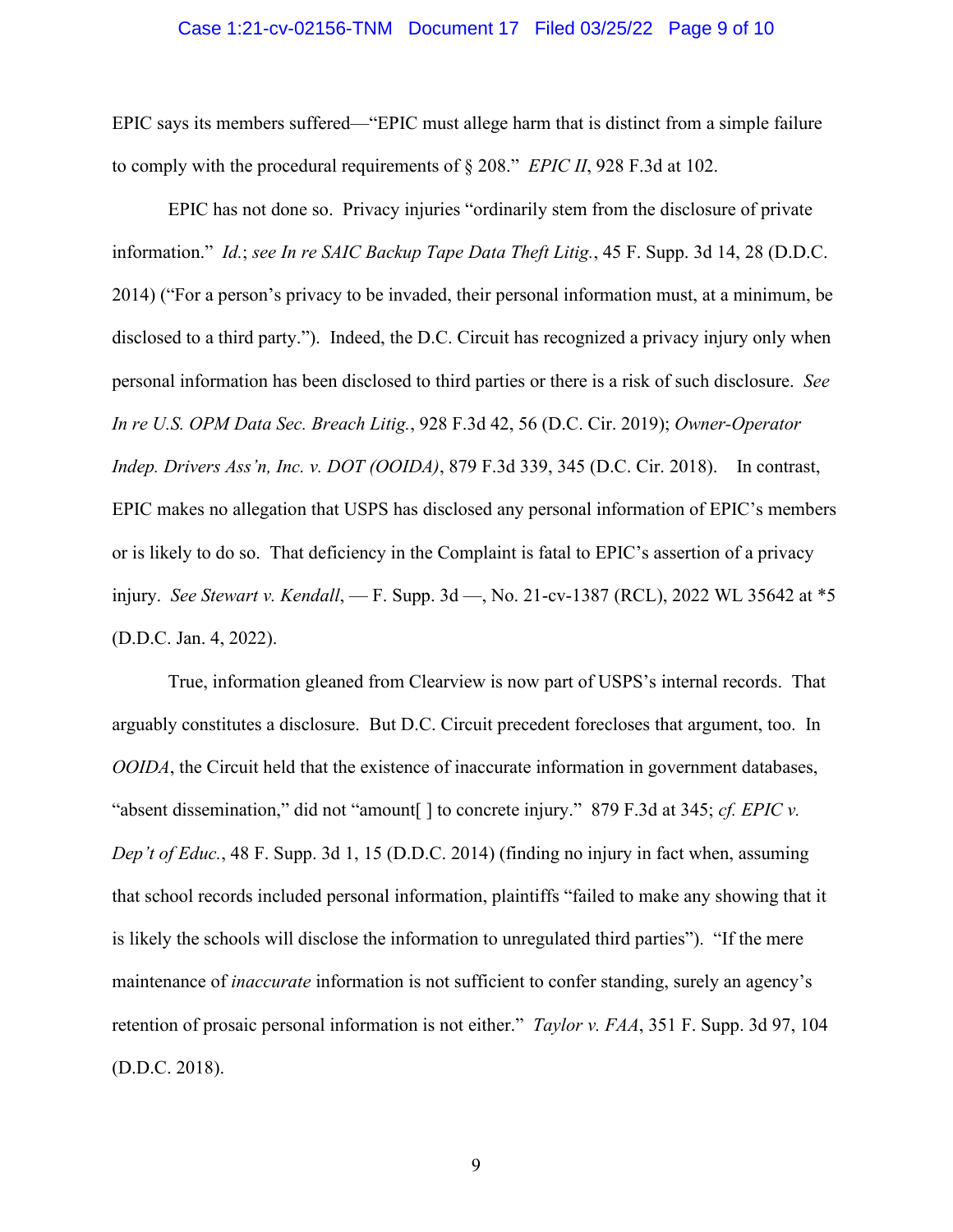EPIC says its members suffered—"EPIC must allege harm that is distinct from a simple failure to comply with the procedural requirements of § 208." *EPIC II*, 928 F.3d at 102.

EPIC has not done so. Privacy injuries "ordinarily stem from the disclosure of private information." *Id.*; *see In re SAIC Backup Tape Data Theft Litig.*, 45 F. Supp. 3d 14, 28 (D.D.C. 2014) ("For a person's privacy to be invaded, their personal information must, at a minimum, be disclosed to a third party."). Indeed, the D.C. Circuit has recognized a privacy injury only when personal information has been disclosed to third parties or there is a risk of such disclosure. *See In re U.S. OPM Data Sec. Breach Litig.*, 928 F.3d 42, 56 (D.C. Cir. 2019); *Owner-Operator Indep. Drivers Ass'n, Inc. v. DOT (OOIDA)*, 879 F.3d 339, 345 (D.C. Cir. 2018). In contrast, EPIC makes no allegation that USPS has disclosed any personal information of EPIC's members or is likely to do so. That deficiency in the Complaint is fatal to EPIC's assertion of a privacy injury. *See Stewart v. Kendall*, — F. Supp. 3d —, No. 21-cv-1387 (RCL), 2022 WL 35642 at *5 (D.D.C. Jan. 4, 2022).

True, information gleaned from Clearview is now part of USPS's internal records. That arguably constitutes a disclosure. But D.C. Circuit precedent forecloses that argument, too. In *OOIDA*, the Circuit held that the existence of inaccurate information in government databases, "absent dissemination," did not "amount[ ] to concrete injury." 879 F.3d at 345; *cf. EPIC v. Dep't of Educ.*, 48 F. Supp. 3d 1, 15 (D.D.C. 2014) (finding no injury in fact when, assuming that school records included personal information, plaintiffs "failed to make any showing that it is likely the schools will disclose the information to unregulated third parties"). "If the mere maintenance of *inaccurate* information is not sufficient to confer standing, surely an agency's retention of prosaic personal information is not either." *Taylor v. FAA*, 351 F. Supp. 3d 97, 104 (D.D.C. 2018).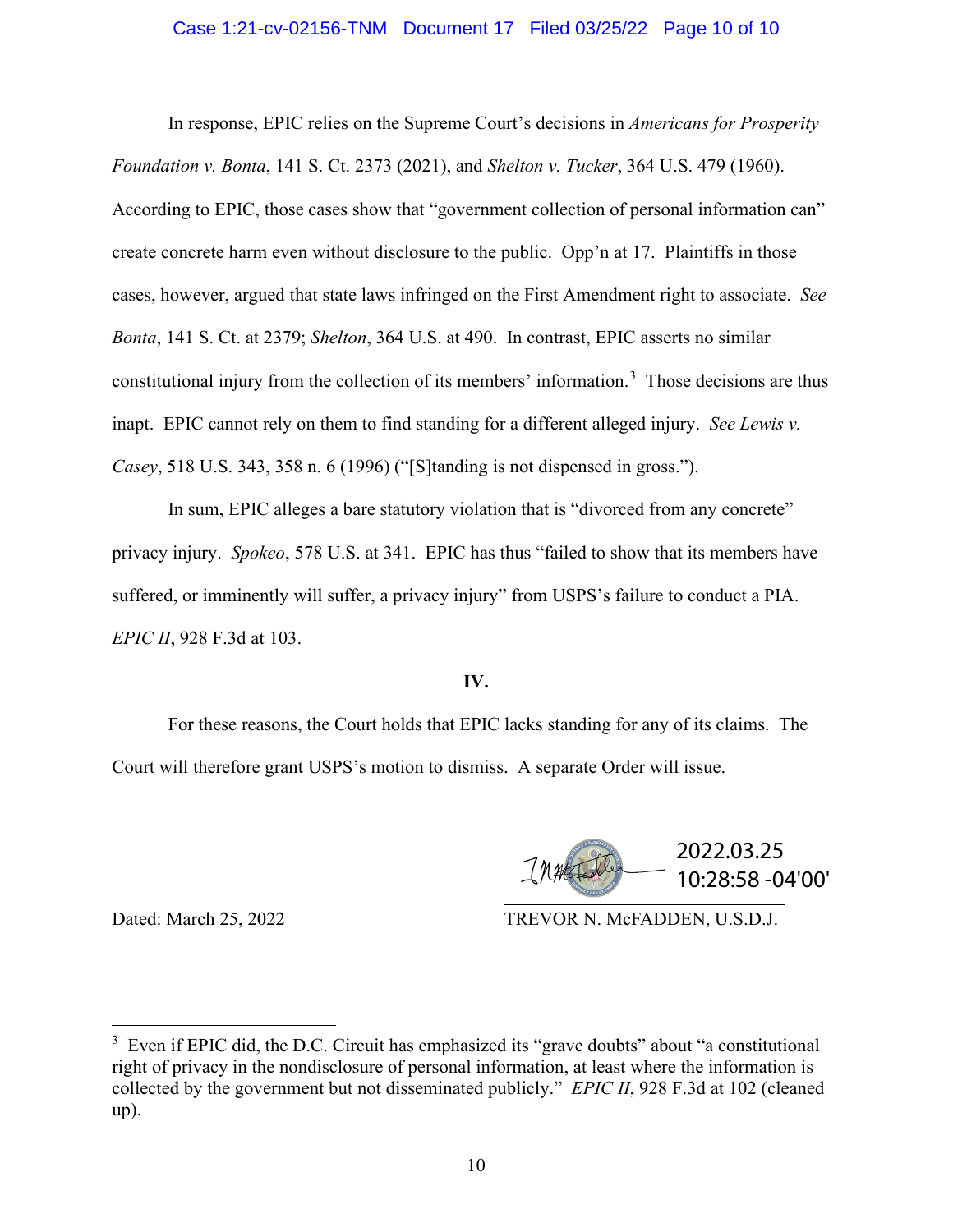In response, EPIC relies on the Supreme Court's decisions in *Americans for Prosperity Foundation v. Bonta*, 141 S. Ct. 2373 (2021), and *Shelton v. Tucker*, 364 U.S. 479 (1960). According to EPIC, those cases show that "government collection of personal information can" create concrete harm even without disclosure to the public. Opp'n at 17. Plaintiffs in those cases, however, argued that state laws infringed on the First Amendment right to associate. *See Bonta*, 141 S. Ct. at 2379; *Shelton*, 364 U.S. at 490. In contrast, EPIC asserts no similar constitutional injury from the collection of its members' information.[3] Those decisions are thus inapt. EPIC cannot rely on them to find standing for a different alleged injury. *See Lewis v. Casey*, 518 U.S. 343, 358 n. 6 (1996) ("[S]tanding is not dispensed in gross.").

In sum, EPIC alleges a bare statutory violation that is "divorced from any concrete" privacy injury. *Spokeo*, 578 U.S. at 341. EPIC has thus "failed to show that its members have suffered, or imminently will suffer, a privacy injury" from USPS's failure to conduct a PIA. *EPIC II*, 928 F.3d at 103.

**IV.**

For these reasons, the Court holds that EPIC lacks standing for any of its claims. The Court will therefore grant USPS's motion to dismiss. A separate Order will issue.

2022.03.25 10:28:58 -04'00'

Dated: March 25, 2022 TREVOR N. McFADDEN, U.S.D.J.

---

[3] Even if EPIC did, the D.C. Circuit has emphasized its "grave doubts" about "a constitutional right of privacy in the nondisclosure of personal information, at least where the information is collected by the government but not disseminated publicly." *EPIC II*, 928 F.3d at 102 (cleaned up).